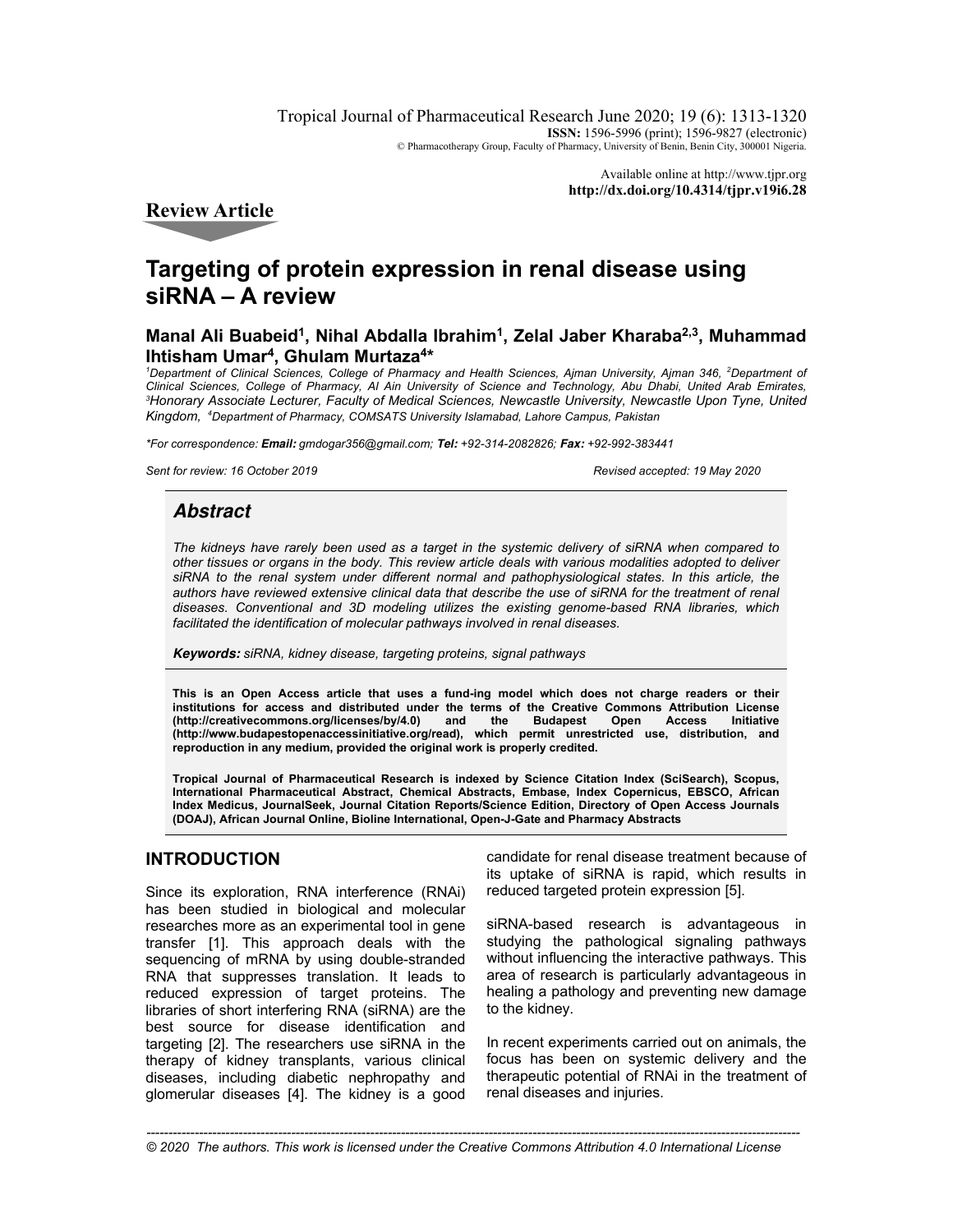**Review Article**

# Targeting of protein expression in renal disease using siRNA – A review

**Manal Ali Buabeid[1], Nihal Abdalla Ibrahim[1], Zelal Jaber Kharaba[2,3], Muhammad Ihtisham Umar[4], Ghulam Murtaza[4]***

*[1]Department of Clinical Sciences, College of Pharmacy and Health Sciences, Ajman University, Ajman 346, [2]Department of Clinical Sciences, College of Pharmacy, Al Ain University of Science and Technology, Abu Dhabi, United Arab Emirates, [3]Honorary Associate Lecturer, Faculty of Medical Sciences, Newcastle University, Newcastle Upon Tyne, United Kingdom, [4]Department of Pharmacy, COMSATS University Islamabad, Lahore Campus, Pakistan*

*\*For correspondence: **Email:** gmdogar356@gmail.com; **Tel:** +92-314-2082826; **Fax:** +92-992-383441*

*Sent for review: 16 October 2019* *Revised accepted: 19 May 2020*

## Abstract

*The kidneys have rarely been used as a target in the systemic delivery of siRNA when compared to other tissues or organs in the body. This review article deals with various modalities adopted to deliver siRNA to the renal system under different normal and pathophysiological states. In this article, the authors have reviewed extensive clinical data that describe the use of siRNA for the treatment of renal diseases. Conventional and 3D modeling utilizes the existing genome-based RNA libraries, which facilitated the identification of molecular pathways involved in renal diseases.*

***Keywords:** siRNA, kidney disease, targeting proteins, signal pathways*

**This is an Open Access article that uses a fund-ing model which does not charge readers or their institutions for access and distributed under the terms of the Creative Commons Attribution License (http://creativecommons.org/licenses/by/4.0) and the Budapest Open Access Initiative (http://www.budapestopenaccessinitiative.org/read), which permit unrestricted use, distribution, and reproduction in any medium, provided the original work is properly credited.**

**Tropical Journal of Pharmaceutical Research is indexed by Science Citation Index (SciSearch), Scopus, International Pharmaceutical Abstract, Chemical Abstracts, Embase, Index Copernicus, EBSCO, African Index Medicus, JournalSeek, Journal Citation Reports/Science Edition, Directory of Open Access Journals (DOAJ), African Journal Online, Bioline International, Open-J-Gate and Pharmacy Abstracts**

## INTRODUCTION

Since its exploration, RNA interference (RNAi) has been studied in biological and molecular researches more as an experimental tool in gene transfer [1]. This approach deals with the sequencing of mRNA by using double-stranded RNA that suppresses translation. It leads to reduced expression of target proteins. The libraries of short interfering RNA (siRNA) are the best source for disease identification and targeting [2]. The researchers use siRNA in the therapy of kidney transplants, various clinical diseases, including diabetic nephropathy and glomerular diseases [4]. The kidney is a good candidate for renal disease treatment because of its uptake of siRNA is rapid, which results in reduced targeted protein expression [5].

siRNA-based research is advantageous in studying the pathological signaling pathways without influencing the interactive pathways. This area of research is particularly advantageous in healing a pathology and preventing new damage to the kidney.

In recent experiments carried out on animals, the focus has been on systemic delivery and the therapeutic potential of RNAi in the treatment of renal diseases and injuries.

*© 2020 The authors. This work is licensed under the Creative Commons Attribution 4.0 International License*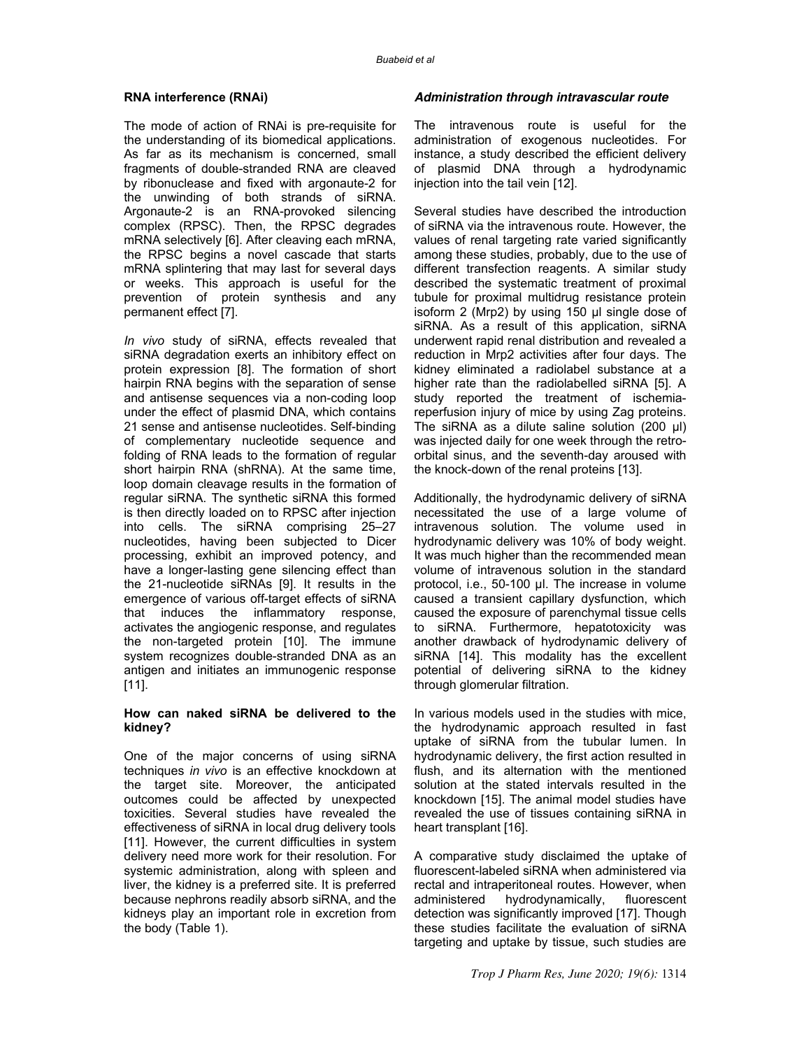**RNA interference (RNAi)**

The mode of action of RNAi is pre-requisite for the understanding of its biomedical applications. As far as its mechanism is concerned, small fragments of double-stranded RNA are cleaved by ribonuclease and fixed with argonaute-2 for the unwinding of both strands of siRNA. Argonaute-2 is an RNA-provoked silencing complex (RPSC). Then, the RPSC degrades mRNA selectively [6]. After cleaving each mRNA, the RPSC begins a novel cascade that starts mRNA splintering that may last for several days or weeks. This approach is useful for the prevention of protein synthesis and any permanent effect [7].

*In vivo* study of siRNA, effects revealed that siRNA degradation exerts an inhibitory effect on protein expression [8]. The formation of short hairpin RNA begins with the separation of sense and antisense sequences via a non-coding loop under the effect of plasmid DNA, which contains 21 sense and antisense nucleotides. Self-binding of complementary nucleotide sequence and folding of RNA leads to the formation of regular short hairpin RNA (shRNA). At the same time, loop domain cleavage results in the formation of regular siRNA. The synthetic siRNA this formed is then directly loaded on to RPSC after injection into cells. The siRNA comprising 25–27 nucleotides, having been subjected to Dicer processing, exhibit an improved potency, and have a longer-lasting gene silencing effect than the 21-nucleotide siRNAs [9]. It results in the emergence of various off-target effects of siRNA that induces the inflammatory response, activates the angiogenic response, and regulates the non-targeted protein [10]. The immune system recognizes double-stranded DNA as an antigen and initiates an immunogenic response [11].

**How can naked siRNA be delivered to the kidney?**

One of the major concerns of using siRNA techniques *in vivo* is an effective knockdown at the target site. Moreover, the anticipated outcomes could be affected by unexpected toxicities. Several studies have revealed the effectiveness of siRNA in local drug delivery tools [11]. However, the current difficulties in system delivery need more work for their resolution. For systemic administration, along with spleen and liver, the kidney is a preferred site. It is preferred because nephrons readily absorb siRNA, and the kidneys play an important role in excretion from the body (Table 1).

***Administration through intravascular route***

The intravenous route is useful for the administration of exogenous nucleotides. For instance, a study described the efficient delivery of plasmid DNA through a hydrodynamic injection into the tail vein [12].

Several studies have described the introduction of siRNA via the intravenous route. However, the values of renal targeting rate varied significantly among these studies, probably, due to the use of different transfection reagents. A similar study described the systematic treatment of proximal tubule for proximal multidrug resistance protein isoform 2 (Mrp2) by using 150 µl single dose of siRNA. As a result of this application, siRNA underwent rapid renal distribution and revealed a reduction in Mrp2 activities after four days. The kidney eliminated a radiolabel substance at a higher rate than the radiolabelled siRNA [5]. A study reported the treatment of ischemia-reperfusion injury of mice by using Zag proteins. The siRNA as a dilute saline solution (200 µl) was injected daily for one week through the retro-orbital sinus, and the seventh-day aroused with the knock-down of the renal proteins [13].

Additionally, the hydrodynamic delivery of siRNA necessitated the use of a large volume of intravenous solution. The volume used in hydrodynamic delivery was 10% of body weight. It was much higher than the recommended mean volume of intravenous solution in the standard protocol, i.e., 50-100 µl. The increase in volume caused a transient capillary dysfunction, which caused the exposure of parenchymal tissue cells to siRNA. Furthermore, hepatotoxicity was another drawback of hydrodynamic delivery of siRNA [14]. This modality has the excellent potential of delivering siRNA to the kidney through glomerular filtration.

In various models used in the studies with mice, the hydrodynamic approach resulted in fast uptake of siRNA from the tubular lumen. In hydrodynamic delivery, the first action resulted in flush, and its alternation with the mentioned solution at the stated intervals resulted in the knockdown [15]. The animal model studies have revealed the use of tissues containing siRNA in heart transplant [16].

A comparative study disclaimed the uptake of fluorescent-labeled siRNA when administered via rectal and intraperitoneal routes. However, when administered hydrodynamically, fluorescent detection was significantly improved [17]. Though these studies facilitate the evaluation of siRNA targeting and uptake by tissue, such studies are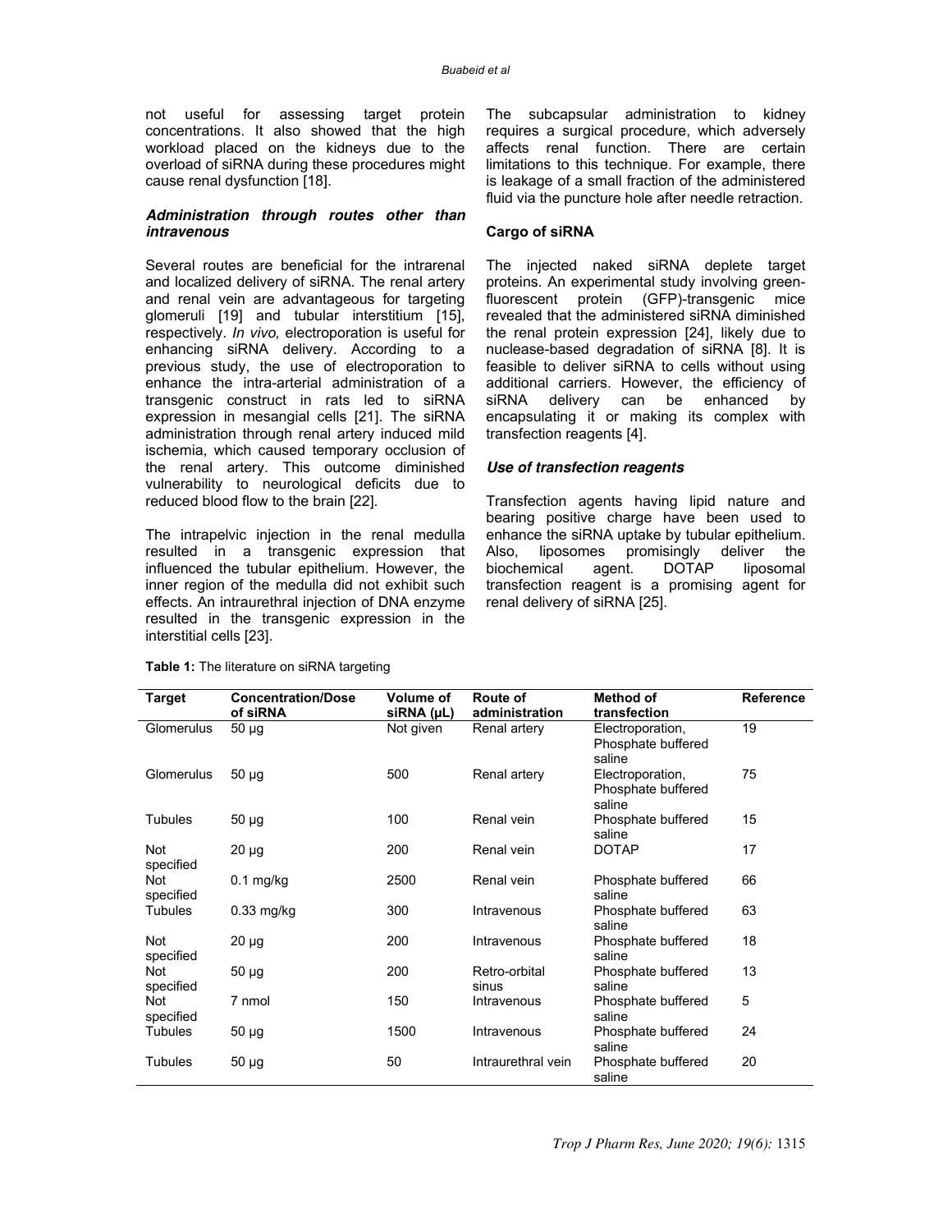not useful for assessing target protein concentrations. It also showed that the high workload placed on the kidneys due to the overload of siRNA during these procedures might cause renal dysfunction [18].

### *Administration through routes other than intravenous*

Several routes are beneficial for the intrarenal and localized delivery of siRNA. The renal artery and renal vein are advantageous for targeting glomeruli [19] and tubular interstitium [15], respectively. *In vivo,* electroporation is useful for enhancing siRNA delivery. According to a previous study, the use of electroporation to enhance the intra-arterial administration of a transgenic construct in rats led to siRNA expression in mesangial cells [21]. The siRNA administration through renal artery induced mild ischemia, which caused temporary occlusion of the renal artery. This outcome diminished vulnerability to neurological deficits due to reduced blood flow to the brain [22].

The intrapelvic injection in the renal medulla resulted in a transgenic expression that influenced the tubular epithelium. However, the inner region of the medulla did not exhibit such effects. An intraurethral injection of DNA enzyme resulted in the transgenic expression in the interstitial cells [23].

The subcapsular administration to kidney requires a surgical procedure, which adversely affects renal function. There are certain limitations to this technique. For example, there is leakage of a small fraction of the administered fluid via the puncture hole after needle retraction.

### **Cargo of siRNA**

The injected naked siRNA deplete target proteins. An experimental study involving green-fluorescent protein (GFP)-transgenic mice revealed that the administered siRNA diminished the renal protein expression [24], likely due to nuclease-based degradation of siRNA [8]. It is feasible to deliver siRNA to cells without using additional carriers. However, the efficiency of siRNA delivery can be enhanced by encapsulating it or making its complex with transfection reagents [4].

### *Use of transfection reagents*

Transfection agents having lipid nature and bearing positive charge have been used to enhance the siRNA uptake by tubular epithelium. Also, liposomes promisingly deliver the biochemical agent. DOTAP liposomal transfection reagent is a promising agent for renal delivery of siRNA [25].

**Table 1:** The literature on siRNA targeting

| Target | Concentration/Dose of siRNA | Volume of siRNA (µL) | Route of administration | Method of transfection | Reference |
|---|---|---|---|---|---|
| Glomerulus | 50 µg | Not given | Renal artery | Electroporation, Phosphate buffered saline | 19 |
| Glomerulus | 50 µg | 500 | Renal artery | Electroporation, Phosphate buffered saline | 75 |
| Tubules | 50 µg | 100 | Renal vein | Phosphate buffered saline | 15 |
| Not specified | 20 µg | 200 | Renal vein | DOTAP | 17 |
| Not specified | 0.1 mg/kg | 2500 | Renal vein | Phosphate buffered saline | 66 |
| Tubules | 0.33 mg/kg | 300 | Intravenous | Phosphate buffered saline | 63 |
| Not specified | 20 µg | 200 | Intravenous | Phosphate buffered saline | 18 |
| Not specified | 50 µg | 200 | Retro-orbital sinus | Phosphate buffered saline | 13 |
| Not specified | 7 nmol | 150 | Intravenous | Phosphate buffered saline | 5 |
| Tubules | 50 µg | 1500 | Intravenous | Phosphate buffered saline | 24 |
| Tubules | 50 µg | 50 | Intraurethral vein | Phosphate buffered saline | 20 |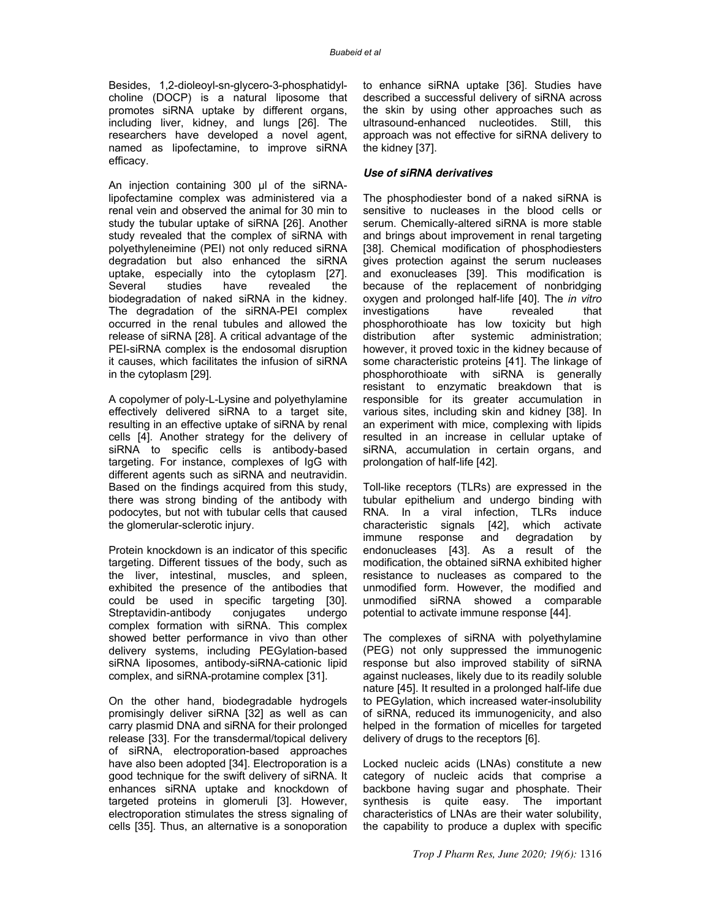Besides, 1,2-dioleoyl-sn-glycero-3-phosphatidylcholine (DOCP) is a natural liposome that promotes siRNA uptake by different organs, including liver, kidney, and lungs [26]. The researchers have developed a novel agent, named as lipofectamine, to improve siRNA efficacy.

An injection containing 300 µl of the siRNA-lipofectamine complex was administered via a renal vein and observed the animal for 30 min to study the tubular uptake of siRNA [26]. Another study revealed that the complex of siRNA with polyethyleneimine (PEI) not only reduced siRNA degradation but also enhanced the siRNA uptake, especially into the cytoplasm [27]. Several studies have revealed the biodegradation of naked siRNA in the kidney. The degradation of the siRNA-PEI complex occurred in the renal tubules and allowed the release of siRNA [28]. A critical advantage of the PEI-siRNA complex is the endosomal disruption it causes, which facilitates the infusion of siRNA in the cytoplasm [29].

A copolymer of poly-L-Lysine and polyethylamine effectively delivered siRNA to a target site, resulting in an effective uptake of siRNA by renal cells [4]. Another strategy for the delivery of siRNA to specific cells is antibody-based targeting. For instance, complexes of IgG with different agents such as siRNA and neutravidin. Based on the findings acquired from this study, there was strong binding of the antibody with podocytes, but not with tubular cells that caused the glomerular-sclerotic injury.

Protein knockdown is an indicator of this specific targeting. Different tissues of the body, such as the liver, intestinal, muscles, and spleen, exhibited the presence of the antibodies that could be used in specific targeting [30]. Streptavidin-antibody conjugates undergo complex formation with siRNA. This complex showed better performance in vivo than other delivery systems, including PEGylation-based siRNA liposomes, antibody-siRNA-cationic lipid complex, and siRNA-protamine complex [31].

On the other hand, biodegradable hydrogels promisingly deliver siRNA [32] as well as can carry plasmid DNA and siRNA for their prolonged release [33]. For the transdermal/topical delivery of siRNA, electroporation-based approaches have also been adopted [34]. Electroporation is a good technique for the swift delivery of siRNA. It enhances siRNA uptake and knockdown of targeted proteins in glomeruli [3]. However, electroporation stimulates the stress signaling of cells [35]. Thus, an alternative is a sonoporation to enhance siRNA uptake [36]. Studies have described a successful delivery of siRNA across the skin by using other approaches such as ultrasound-enhanced nucleotides. Still, this approach was not effective for siRNA delivery to the kidney [37].

### *Use of siRNA derivatives*

The phosphodiester bond of a naked siRNA is sensitive to nucleases in the blood cells or serum. Chemically-altered siRNA is more stable and brings about improvement in renal targeting [38]. Chemical modification of phosphodiesters gives protection against the serum nucleases and exonucleases [39]. This modification is because of the replacement of nonbridging oxygen and prolonged half-life [40]. The *in vitro* investigations have revealed that phosphorothioate has low toxicity but high distribution after systemic administration; however, it proved toxic in the kidney because of some characteristic proteins [41]. The linkage of phosphorothioate with siRNA is generally resistant to enzymatic breakdown that is responsible for its greater accumulation in various sites, including skin and kidney [38]. In an experiment with mice, complexing with lipids resulted in an increase in cellular uptake of siRNA, accumulation in certain organs, and prolongation of half-life [42].

Toll-like receptors (TLRs) are expressed in the tubular epithelium and undergo binding with RNA. In a viral infection, TLRs induce characteristic signals [42], which activate immune response and degradation by endonucleases [43]. As a result of the modification, the obtained siRNA exhibited higher resistance to nucleases as compared to the unmodified form. However, the modified and unmodified siRNA showed a comparable potential to activate immune response [44].

The complexes of siRNA with polyethylamine (PEG) not only suppressed the immunogenic response but also improved stability of siRNA against nucleases, likely due to its readily soluble nature [45]. It resulted in a prolonged half-life due to PEGylation, which increased water-insolubility of siRNA, reduced its immunogenicity, and also helped in the formation of micelles for targeted delivery of drugs to the receptors [6].

Locked nucleic acids (LNAs) constitute a new category of nucleic acids that comprise a backbone having sugar and phosphate. Their synthesis is quite easy. The important characteristics of LNAs are their water solubility, the capability to produce a duplex with specific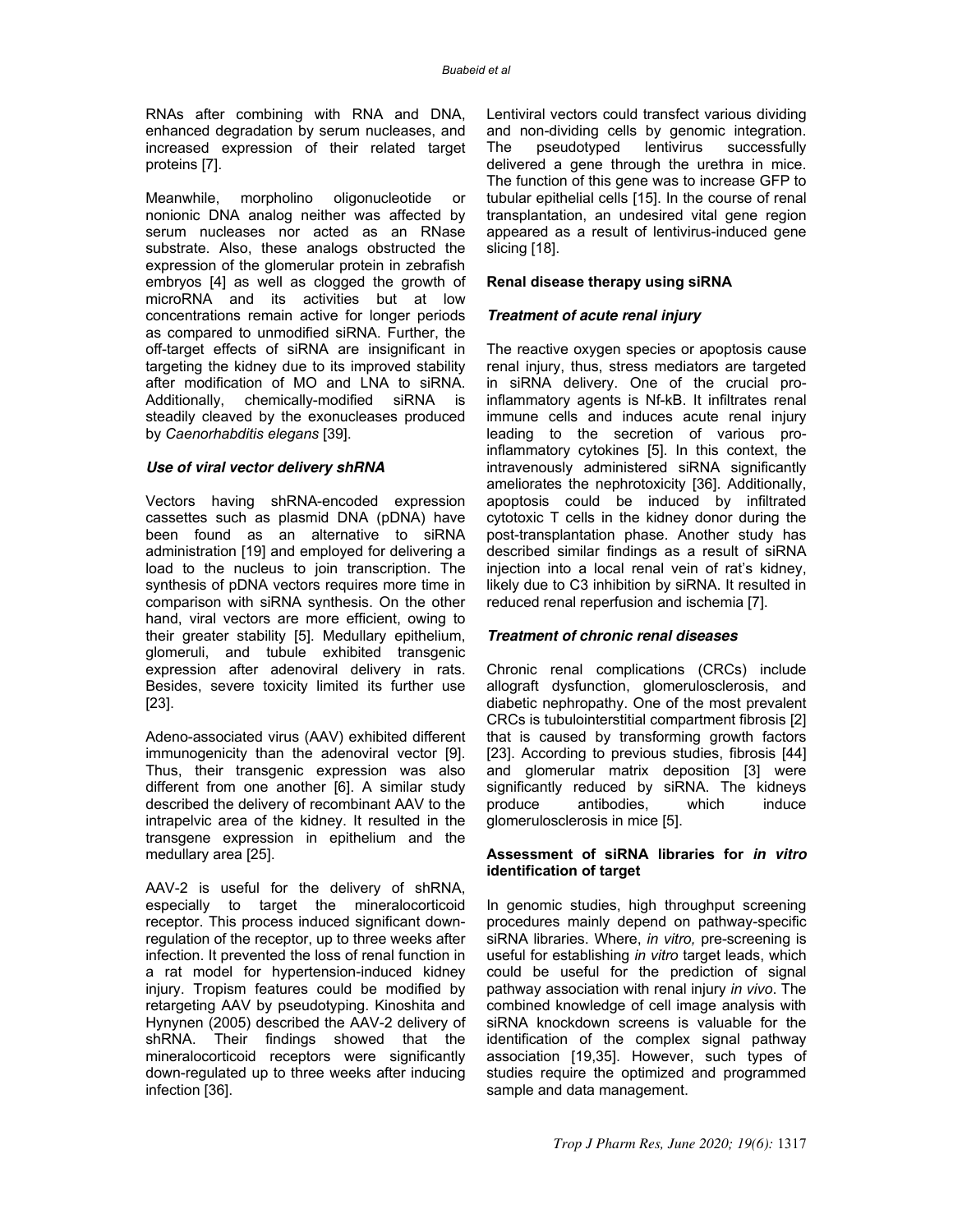RNAs after combining with RNA and DNA, enhanced degradation by serum nucleases, and increased expression of their related target proteins [7].

Meanwhile, morpholino oligonucleotide or nonionic DNA analog neither was affected by serum nucleases nor acted as an RNase substrate. Also, these analogs obstructed the expression of the glomerular protein in zebrafish embryos [4] as well as clogged the growth of microRNA and its activities but at low concentrations remain active for longer periods as compared to unmodified siRNA. Further, the off-target effects of siRNA are insignificant in targeting the kidney due to its improved stability after modification of MO and LNA to siRNA. Additionally, chemically-modified siRNA is steadily cleaved by the exonucleases produced by *Caenorhabditis elegans* [39].

### *Use of viral vector delivery shRNA*

Vectors having shRNA-encoded expression cassettes such as plasmid DNA (pDNA) have been found as an alternative to siRNA administration [19] and employed for delivering a load to the nucleus to join transcription. The synthesis of pDNA vectors requires more time in comparison with siRNA synthesis. On the other hand, viral vectors are more efficient, owing to their greater stability [5]. Medullary epithelium, glomeruli, and tubule exhibited transgenic expression after adenoviral delivery in rats. Besides, severe toxicity limited its further use [23].

Adeno-associated virus (AAV) exhibited different immunogenicity than the adenoviral vector [9]. Thus, their transgenic expression was also different from one another [6]. A similar study described the delivery of recombinant AAV to the intrapelvic area of the kidney. It resulted in the transgene expression in epithelium and the medullary area [25].

AAV-2 is useful for the delivery of shRNA, especially to target the mineralocorticoid receptor. This process induced significant down-regulation of the receptor, up to three weeks after infection. It prevented the loss of renal function in a rat model for hypertension-induced kidney injury. Tropism features could be modified by retargeting AAV by pseudotyping. Kinoshita and Hynynen (2005) described the AAV-2 delivery of shRNA. Their findings showed that the mineralocorticoid receptors were significantly down-regulated up to three weeks after inducing infection [36].

Lentiviral vectors could transfect various dividing and non-dividing cells by genomic integration. The pseudotyped lentivirus successfully delivered a gene through the urethra in mice. The function of this gene was to increase GFP to tubular epithelial cells [15]. In the course of renal transplantation, an undesired vital gene region appeared as a result of lentivirus-induced gene slicing [18].

## Renal disease therapy using siRNA

### *Treatment of acute renal injury*

The reactive oxygen species or apoptosis cause renal injury, thus, stress mediators are targeted in siRNA delivery. One of the crucial pro-inflammatory agents is Nf-kB. It infiltrates renal immune cells and induces acute renal injury leading to the secretion of various pro-inflammatory cytokines [5]. In this context, the intravenously administered siRNA significantly ameliorates the nephrotoxicity [36]. Additionally, apoptosis could be induced by infiltrated cytotoxic T cells in the kidney donor during the post-transplantation phase. Another study has described similar findings as a result of siRNA injection into a local renal vein of rat's kidney, likely due to C3 inhibition by siRNA. It resulted in reduced renal reperfusion and ischemia [7].

### *Treatment of chronic renal diseases*

Chronic renal complications (CRCs) include allograft dysfunction, glomerulosclerosis, and diabetic nephropathy. One of the most prevalent CRCs is tubulointerstitial compartment fibrosis [2] that is caused by transforming growth factors [23]. According to previous studies, fibrosis [44] and glomerular matrix deposition [3] were significantly reduced by siRNA. The kidneys produce antibodies, which induce glomerulosclerosis in mice [5].

## Assessment of siRNA libraries for *in vitro* identification of target

In genomic studies, high throughput screening procedures mainly depend on pathway-specific siRNA libraries. Where, *in vitro,* pre-screening is useful for establishing *in vitro* target leads, which could be useful for the prediction of signal pathway association with renal injury *in vivo*. The combined knowledge of cell image analysis with siRNA knockdown screens is valuable for the identification of the complex signal pathway association [19,35]. However, such types of studies require the optimized and programmed sample and data management.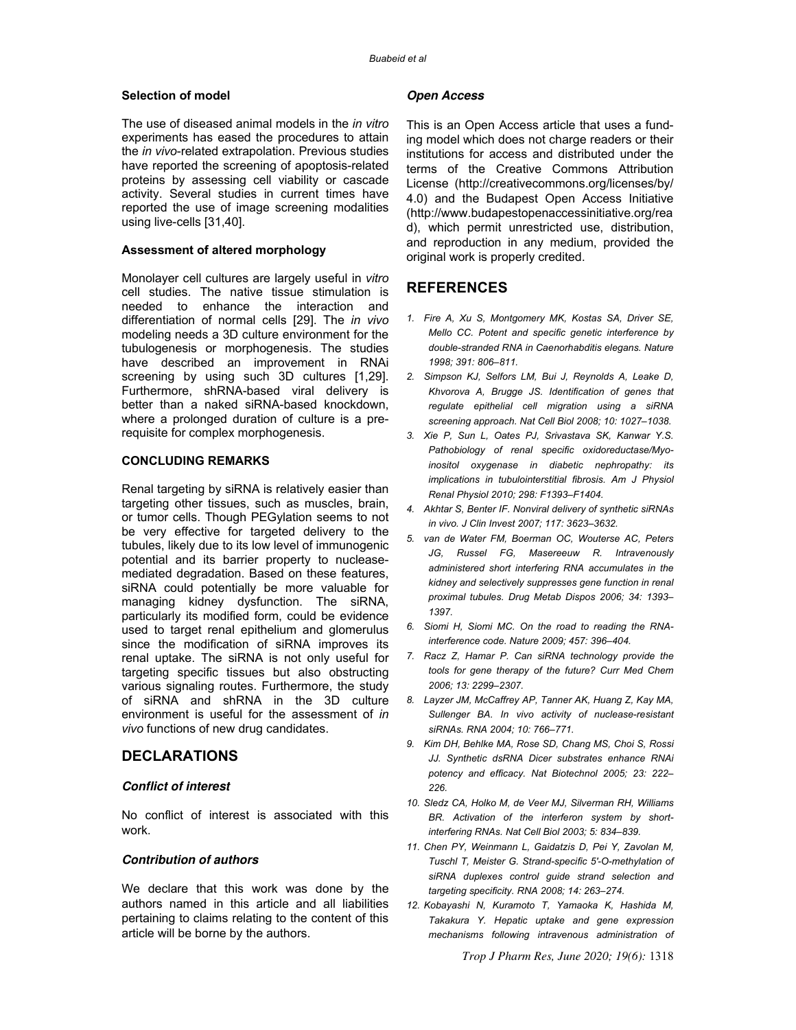### Selection of model

The use of diseased animal models in the *in vitro* experiments has eased the procedures to attain the *in vivo*-related extrapolation. Previous studies have reported the screening of apoptosis-related proteins by assessing cell viability or cascade activity. Several studies in current times have reported the use of image screening modalities using live-cells [31,40].

### Assessment of altered morphology

Monolayer cell cultures are largely useful in *vitro* cell studies. The native tissue stimulation is needed to enhance the interaction and differentiation of normal cells [29]. The *in vivo* modeling needs a 3D culture environment for the tubulogenesis or morphogenesis. The studies have described an improvement in RNAi screening by using such 3D cultures [1,29]. Furthermore, shRNA-based viral delivery is better than a naked siRNA-based knockdown, where a prolonged duration of culture is a pre-requisite for complex morphogenesis.

### CONCLUDING REMARKS

Renal targeting by siRNA is relatively easier than targeting other tissues, such as muscles, brain, or tumor cells. Though PEGylation seems to not be very effective for targeted delivery to the tubules, likely due to its low level of immunogenic potential and its barrier property to nuclease-mediated degradation. Based on these features, siRNA could potentially be more valuable for managing kidney dysfunction. The siRNA, particularly its modified form, could be evidence used to target renal epithelium and glomerulus since the modification of siRNA improves its renal uptake. The siRNA is not only useful for targeting specific tissues but also obstructing various signaling routes. Furthermore, the study of siRNA and shRNA in the 3D culture environment is useful for the assessment of *in vivo* functions of new drug candidates.

## DECLARATIONS

### *Conflict of interest*

No conflict of interest is associated with this work.

### *Contribution of authors*

We declare that this work was done by the authors named in this article and all liabilities pertaining to claims relating to the content of this article will be borne by the authors.

### *Open Access*

This is an Open Access article that uses a funding model which does not charge readers or their institutions for access and distributed under the terms of the Creative Commons Attribution License (http://creativecommons.org/licenses/by/4.0) and the Budapest Open Access Initiative (http://www.budapestopenaccessinitiative.org/read), which permit unrestricted use, distribution, and reproduction in any medium, provided the original work is properly credited.

## REFERENCES

1. *Fire A, Xu S, Montgomery MK, Kostas SA, Driver SE, Mello CC. Potent and specific genetic interference by double-stranded RNA in Caenorhabditis elegans. Nature 1998; 391: 806–811.*
2. *Simpson KJ, Selfors LM, Bui J, Reynolds A, Leake D, Khvorova A, Brugge JS. Identification of genes that regulate epithelial cell migration using a siRNA screening approach. Nat Cell Biol 2008; 10: 1027–1038.*
3. *Xie P, Sun L, Oates PJ, Srivastava SK, Kanwar Y.S. Pathobiology of renal specific oxidoreductase/Myo-inositol oxygenase in diabetic nephropathy: its implications in tubulointerstitial fibrosis. Am J Physiol Renal Physiol 2010; 298: F1393–F1404.*
4. *Akhtar S, Benter IF. Nonviral delivery of synthetic siRNAs in vivo. J Clin Invest 2007; 117: 3623–3632.*
5. *van de Water FM, Boerman OC, Wouterse AC, Peters JG, Russel FG, Masereeuw R. Intravenously administered short interfering RNA accumulates in the kidney and selectively suppresses gene function in renal proximal tubules. Drug Metab Dispos 2006; 34: 1393–1397.*
6. *Siomi H, Siomi MC. On the road to reading the RNA-interference code. Nature 2009; 457: 396–404.*
7. *Racz Z, Hamar P. Can siRNA technology provide the tools for gene therapy of the future? Curr Med Chem 2006; 13: 2299–2307.*
8. *Layzer JM, McCaffrey AP, Tanner AK, Huang Z, Kay MA, Sullenger BA. In vivo activity of nuclease-resistant siRNAs. RNA 2004; 10: 766–771.*
9. *Kim DH, Behlke MA, Rose SD, Chang MS, Choi S, Rossi JJ. Synthetic dsRNA Dicer substrates enhance RNAi potency and efficacy. Nat Biotechnol 2005; 23: 222–226.*
10. *Sledz CA, Holko M, de Veer MJ, Silverman RH, Williams BR. Activation of the interferon system by short-interfering RNAs. Nat Cell Biol 2003; 5: 834–839.*
11. *Chen PY, Weinmann L, Gaidatzis D, Pei Y, Zavolan M, Tuschl T, Meister G. Strand-specific 5'-O-methylation of siRNA duplexes control guide strand selection and targeting specificity. RNA 2008; 14: 263–274.*
12. *Kobayashi N, Kuramoto T, Yamaoka K, Hashida M, Takakura Y. Hepatic uptake and gene expression mechanisms following intravenous administration of*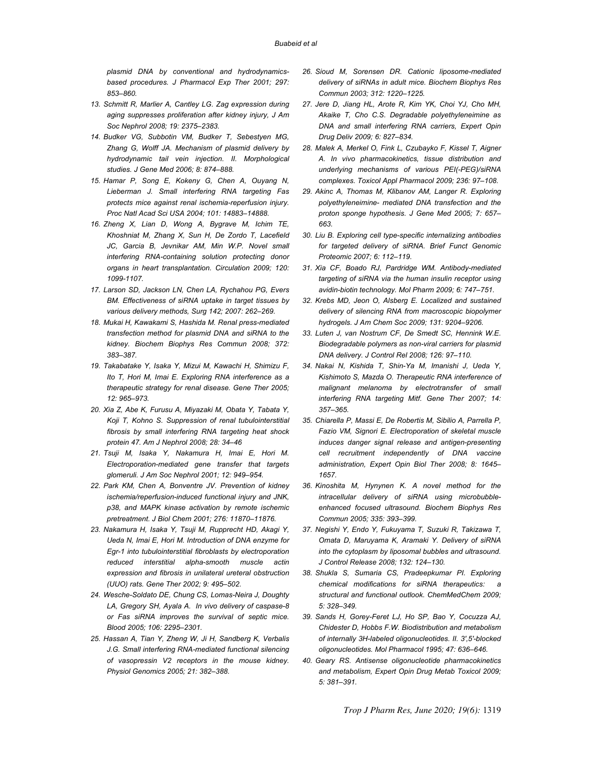*plasmid DNA by conventional and hydrodynamics-based procedures. J Pharmacol Exp Ther 2001; 297: 853–860.*

13. *Schmitt R, Marlier A, Cantley LG. Zag expression during aging suppresses proliferation after kidney injury, J Am Soc Nephrol 2008; 19: 2375–2383.*
14. *Budker VG, Subbotin VM, Budker T, Sebestyen MG, Zhang G, Wolff JA. Mechanism of plasmid delivery by hydrodynamic tail vein injection. II. Morphological studies. J Gene Med 2006; 8: 874–888.*
15. *Hamar P, Song E, Kokeny G, Chen A, Ouyang N, Lieberman J. Small interfering RNA targeting Fas protects mice against renal ischemia-reperfusion injury. Proc Natl Acad Sci USA 2004; 101: 14883–14888.*
16. *Zheng X, Lian D, Wong A, Bygrave M, Ichim TE, Khoshniat M, Zhang X, Sun H, De Zordo T, Lacefield JC, Garcia B, Jevnikar AM, Min W.P. Novel small interfering RNA-containing solution protecting donor organs in heart transplantation. Circulation 2009; 120: 1099-1107.*
17. *Larson SD, Jackson LN, Chen LA, Rychahou PG, Evers BM. Effectiveness of siRNA uptake in target tissues by various delivery methods, Surg 142; 2007: 262–269.*
18. *Mukai H, Kawakami S, Hashida M. Renal press-mediated transfection method for plasmid DNA and siRNA to the kidney. Biochem Biophys Res Commun 2008; 372: 383–387.*
19. *Takabatake Y, Isaka Y, Mizui M, Kawachi H, Shimizu F, Ito T, Hori M, Imai E. Exploring RNA interference as a therapeutic strategy for renal disease. Gene Ther 2005; 12: 965–973.*
20. *Xia Z, Abe K, Furusu A, Miyazaki M, Obata Y, Tabata Y, Koji T, Kohno S. Suppression of renal tubulointerstitial fibrosis by small interfering RNA targeting heat shock protein 47. Am J Nephrol 2008; 28: 34–46*
21. *Tsuji M, Isaka Y, Nakamura H, Imai E, Hori M. Electroporation-mediated gene transfer that targets glomeruli. J Am Soc Nephrol 2001; 12: 949–954.*
22. *Park KM, Chen A, Bonventre JV. Prevention of kidney ischemia/reperfusion-induced functional injury and JNK, p38, and MAPK kinase activation by remote ischemic pretreatment. J Biol Chem 2001; 276: 11870–11876.*
23. *Nakamura H, Isaka Y, Tsuji M, Rupprecht HD, Akagi Y, Ueda N, Imai E, Hori M. Introduction of DNA enzyme for Egr-1 into tubulointerstitial fibroblasts by electroporation reduced interstitial alpha-smooth muscle actin expression and fibrosis in unilateral ureteral obstruction (UUO) rats. Gene Ther 2002; 9: 495–502.*
24. *Wesche-Soldato DE, Chung CS, Lomas-Neira J, Doughty LA, Gregory SH, Ayala A. In vivo delivery of caspase-8 or Fas siRNA improves the survival of septic mice. Blood 2005; 106: 2295–2301.*
25. *Hassan A, Tian Y, Zheng W, Ji H, Sandberg K, Verbalis J.G. Small interfering RNA-mediated functional silencing of vasopressin V2 receptors in the mouse kidney. Physiol Genomics 2005; 21: 382–388.*
26. *Sioud M, Sorensen DR. Cationic liposome-mediated delivery of siRNAs in adult mice. Biochem Biophys Res Commun 2003; 312: 1220–1225.*
27. *Jere D, Jiang HL, Arote R, Kim YK, Choi YJ, Cho MH, Akaike T, Cho C.S. Degradable polyethyleneimine as DNA and small interfering RNA carriers, Expert Opin Drug Deliv 2009; 6: 827–834.*
28. *Malek A, Merkel O, Fink L, Czubayko F, Kissel T, Aigner A. In vivo pharmacokinetics, tissue distribution and underlying mechanisms of various PEI(-PEG)/siRNA complexes. Toxicol Appl Pharmacol 2009; 236: 97–108.*
29. *Akinc A, Thomas M, Klibanov AM, Langer R. Exploring polyethyleneimine- mediated DNA transfection and the proton sponge hypothesis. J Gene Med 2005; 7: 657–663.*
30. *Liu B. Exploring cell type-specific internalizing antibodies for targeted delivery of siRNA. Brief Funct Genomic Proteomic 2007; 6: 112–119.*
31. *Xia CF, Boado RJ, Pardridge WM. Antibody-mediated targeting of siRNA via the human insulin receptor using avidin-biotin technology. Mol Pharm 2009; 6: 747–751.*
32. *Krebs MD, Jeon O, Alsberg E. Localized and sustained delivery of silencing RNA from macroscopic biopolymer hydrogels. J Am Chem Soc 2009; 131: 9204–9206.*
33. *Luten J, van Nostrum CF, De Smedt SC, Hennink W.E. Biodegradable polymers as non-viral carriers for plasmid DNA delivery. J Control Rel 2008; 126: 97–110.*
34. *Nakai N, Kishida T, Shin-Ya M, Imanishi J, Ueda Y, Kishimoto S, Mazda O. Therapeutic RNA interference of malignant melanoma by electrotransfer of small interfering RNA targeting Mitf. Gene Ther 2007; 14: 357–365.*
35. *Chiarella P, Massi E, De Robertis M, Sibilio A, Parrella P, Fazio VM, Signori E. Electroporation of skeletal muscle induces danger signal release and antigen-presenting cell recruitment independently of DNA vaccine administration, Expert Opin Biol Ther 2008; 8: 1645–1657.*
36. *Kinoshita M, Hynynen K. A novel method for the intracellular delivery of siRNA using microbubble-enhanced focused ultrasound. Biochem Biophys Res Commun 2005; 335: 393–399.*
37. *Negishi Y, Endo Y, Fukuyama T, Suzuki R, Takizawa T, Omata D, Maruyama K, Aramaki Y. Delivery of siRNA into the cytoplasm by liposomal bubbles and ultrasound. J Control Release 2008; 132: 124–130.*
38. *Shukla S, Sumaria CS, Pradeepkumar PI. Exploring chemical modifications for siRNA therapeutics: a structural and functional outlook. ChemMedChem 2009; 5: 328–349.*
39. *Sands H, Gorey-Feret LJ, Ho SP, Bao Y, Cocuzza AJ, Chidester D, Hobbs F.W. Biodistribution and metabolism of internally 3H-labeled oligonucleotides. II. 3',5'-blocked oligonucleotides. Mol Pharmacol 1995; 47: 636–646.*
40. *Geary RS. Antisense oligonucleotide pharmacokinetics and metabolism, Expert Opin Drug Metab Toxicol 2009; 5: 381–391.*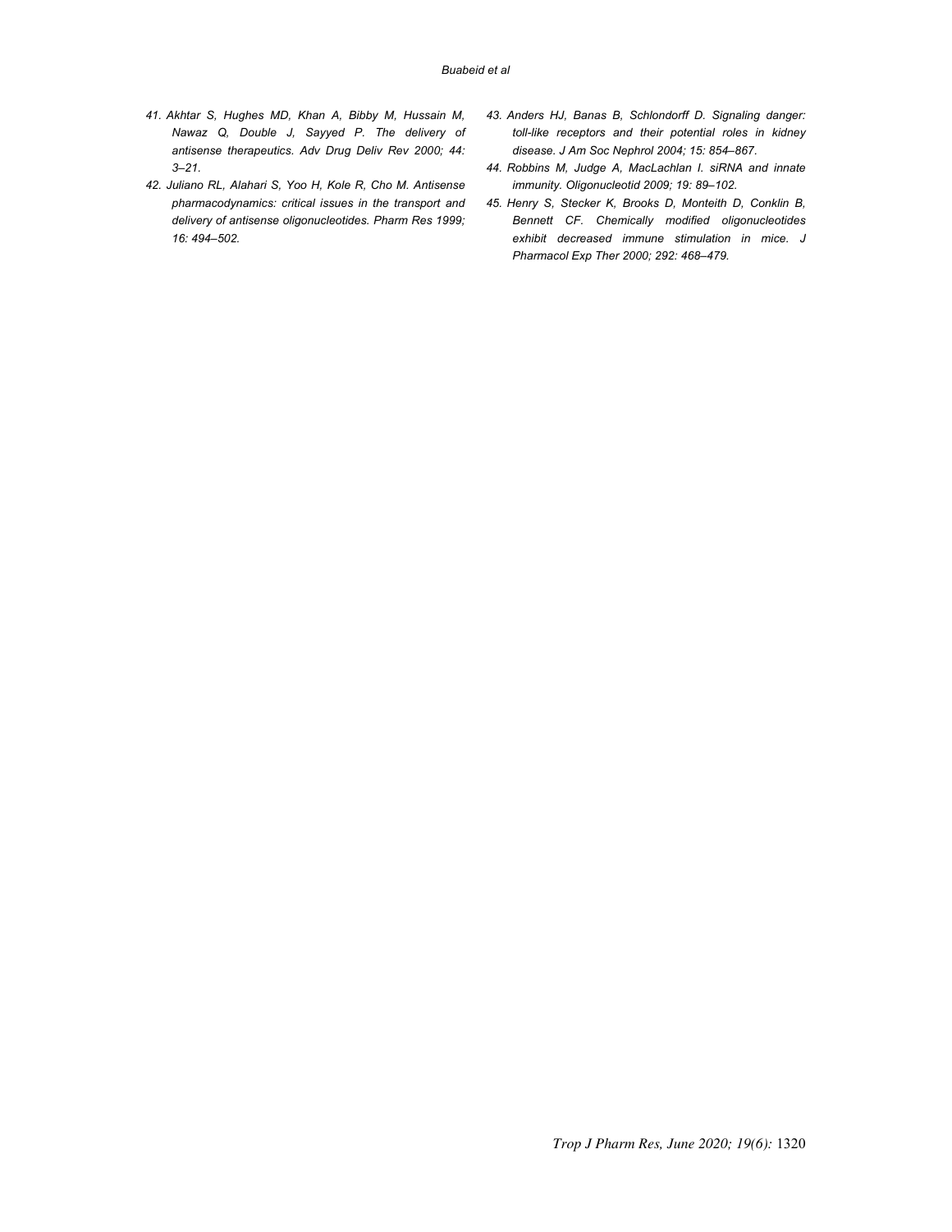41. Akhtar S, Hughes MD, Khan A, Bibby M, Hussain M, Nawaz Q, Double J, Sayyed P. The delivery of antisense therapeutics. Adv Drug Deliv Rev 2000; 44: 3–21.
42. Juliano RL, Alahari S, Yoo H, Kole R, Cho M. Antisense pharmacodynamics: critical issues in the transport and delivery of antisense oligonucleotides. Pharm Res 1999; 16: 494–502.
43. Anders HJ, Banas B, Schlondorff D. Signaling danger: toll-like receptors and their potential roles in kidney disease. J Am Soc Nephrol 2004; 15: 854–867.
44. Robbins M, Judge A, MacLachlan I. siRNA and innate immunity. Oligonucleotid 2009; 19: 89–102.
45. Henry S, Stecker K, Brooks D, Monteith D, Conklin B, Bennett CF. Chemically modified oligonucleotides exhibit decreased immune stimulation in mice. J Pharmacol Exp Ther 2000; 292: 468–479.